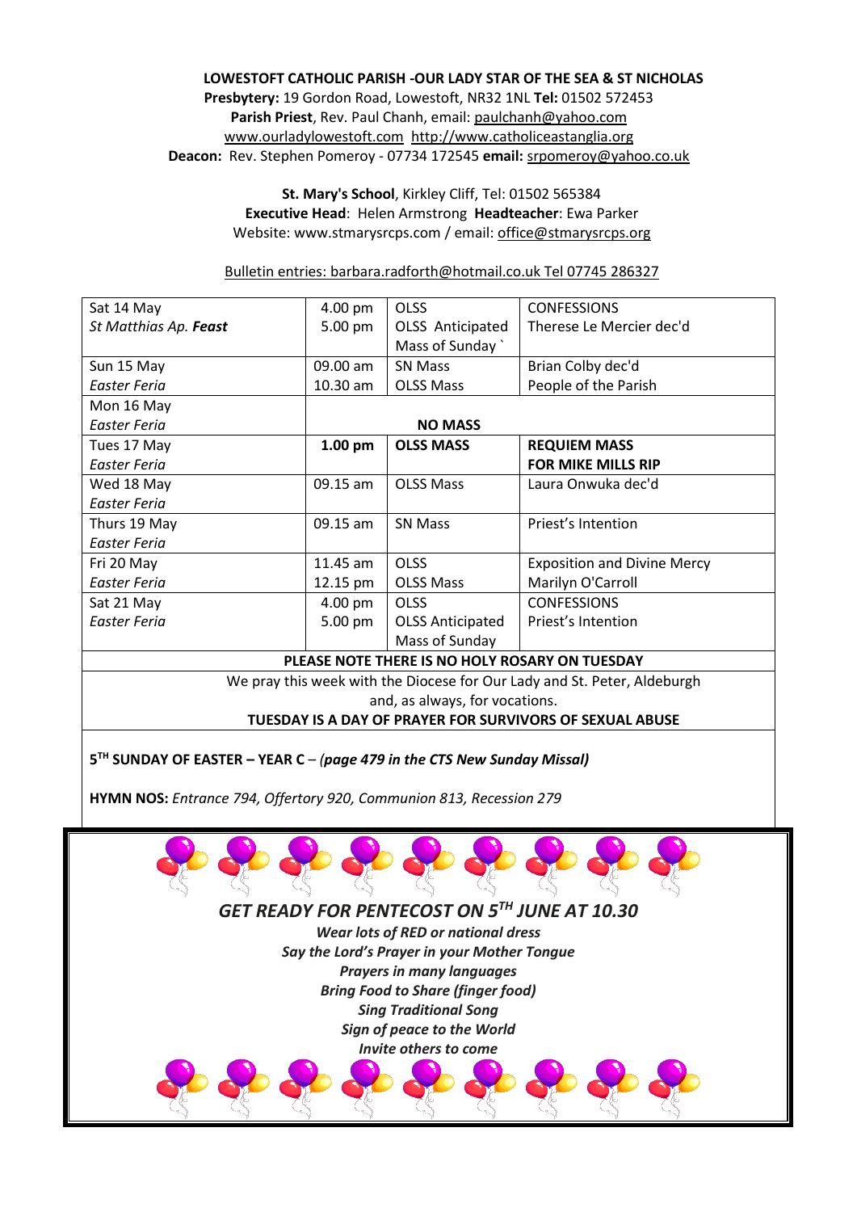**LOWESTOFT CATHOLIC PARISH -OUR LADY STAR OF THE SEA & ST NICHOLAS**

**Presbytery:** 19 Gordon Road, Lowestoft, NR32 1NL **Tel:** 01502 572453
**Parish Priest**, Rev. Paul Chanh, email: paulchanh@yahoo.com
www.ourladylowestoft.com http://www.catholiceastanglia.org
**Deacon:** Rev. Stephen Pomeroy - 07734 172545 **email:** srpomeroy@yahoo.co.uk

**St. Mary's School**, Kirkley Cliff, Tel: 01502 565384
**Executive Head**: Helen Armstrong **Headteacher**: Ewa Parker
Website: www.stmarysrcps.com / email: office@stmarysrcps.org

Bulletin entries: barbara.radforth@hotmail.co.uk Tel 07745 286327

| Day | Time | Place | Intention |
|---|---|---|---|
| Sat 14 May<br>*St Matthias Ap. **Feast*** | 4.00 pm<br>5.00 pm | OLSS<br>OLSS Anticipated Mass of Sunday ` | CONFESSIONS<br>Therese Le Mercier dec'd |
| Sun 15 May<br>*Easter Feria* | 09.00 am<br>10.30 am | SN Mass<br>OLSS Mass | Brian Colby dec'd<br>People of the Parish |
| Mon 16 May<br>*Easter Feria* | | **NO MASS** | |
| Tues 17 May<br>*Easter Feria* | **1.00 pm** | **OLSS MASS** | **REQUIEM MASS FOR MIKE MILLS RIP** |
| Wed 18 May<br>*Easter Feria* | 09.15 am | OLSS Mass | Laura Onwuka dec'd |
| Thurs 19 May<br>*Easter Feria* | 09.15 am | SN Mass | Priest's Intention |
| Fri 20 May<br>*Easter Feria* | 11.45 am<br>12.15 pm | OLSS<br>OLSS Mass | Exposition and Divine Mercy<br>Marilyn O'Carroll |
| Sat 21 May<br>*Easter Feria* | 4.00 pm<br>5.00 pm | OLSS<br>OLSS Anticipated Mass of Sunday | CONFESSIONS<br>Priest's Intention |

**PLEASE NOTE THERE IS NO HOLY ROSARY ON TUESDAY**

We pray this week with the Diocese for Our Lady and St. Peter, Aldeburgh and, as always, for vocations.

**TUESDAY IS A DAY OF PRAYER FOR SURVIVORS OF SEXUAL ABUSE**

**5TH SUNDAY OF EASTER – YEAR C** – ***(page 479 in the CTS New Sunday Missal)***

**HYMN NOS:** *Entrance 794, Offertory 920, Communion 813, Recession 279*

***GET READY FOR PENTECOST ON 5TH JUNE AT 10.30***

***Wear lots of RED or national dress***
***Say the Lord's Prayer in your Mother Tongue***
***Prayers in many languages***
***Bring Food to Share (finger food)***
***Sing Traditional Song***
***Sign of peace to the World***
***Invite others to come***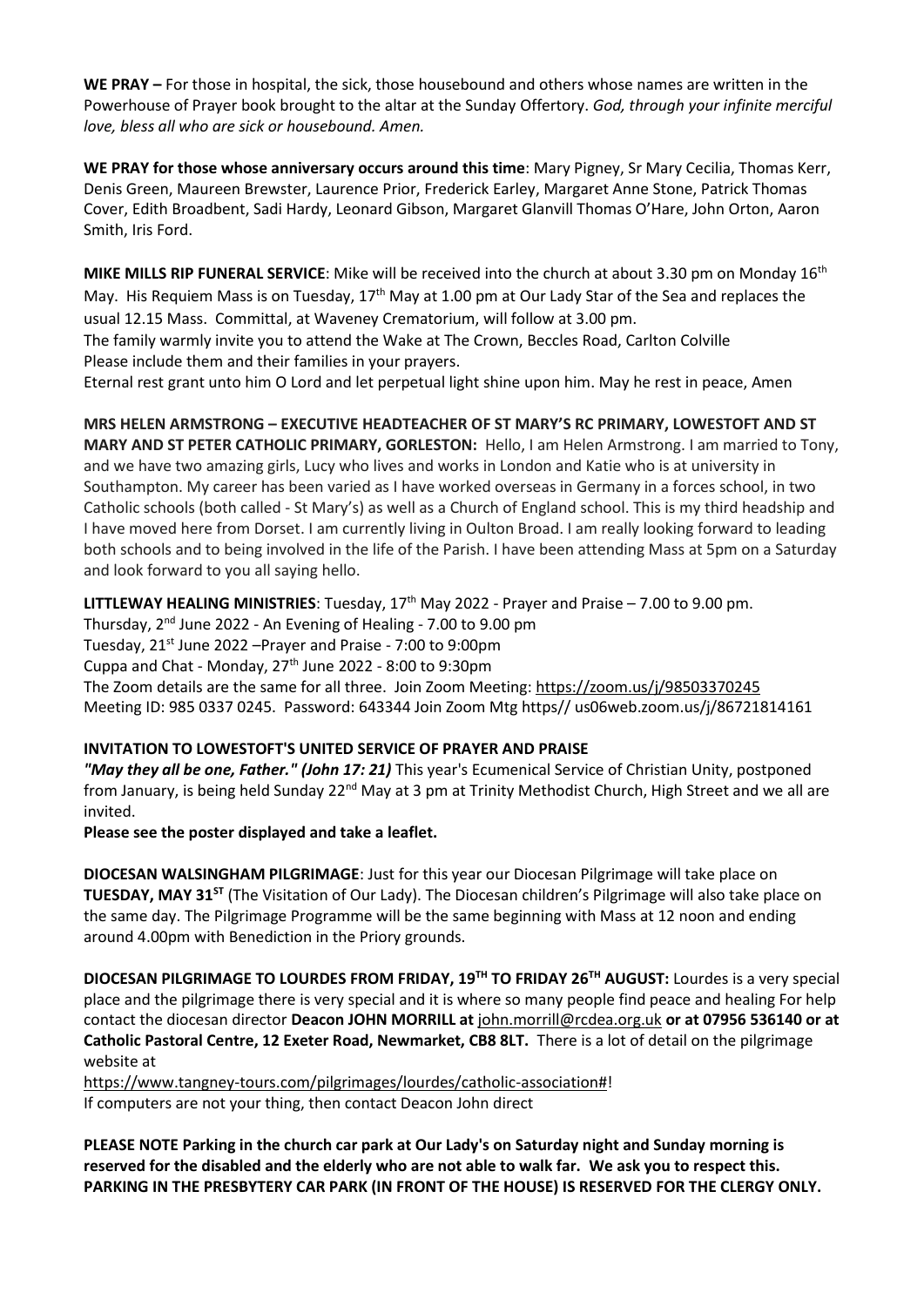**WE PRAY –** For those in hospital, the sick, those housebound and others whose names are written in the Powerhouse of Prayer book brought to the altar at the Sunday Offertory. *God, through your infinite merciful love, bless all who are sick or housebound. Amen.*

**WE PRAY for those whose anniversary occurs around this time**: Mary Pigney, Sr Mary Cecilia, Thomas Kerr, Denis Green, Maureen Brewster, Laurence Prior, Frederick Earley, Margaret Anne Stone, Patrick Thomas Cover, Edith Broadbent, Sadi Hardy, Leonard Gibson, Margaret Glanvill Thomas O'Hare, John Orton, Aaron Smith, Iris Ford.

**MIKE MILLS RIP FUNERAL SERVICE**: Mike will be received into the church at about 3.30 pm on Monday 16th May. His Requiem Mass is on Tuesday, 17th May at 1.00 pm at Our Lady Star of the Sea and replaces the usual 12.15 Mass. Committal, at Waveney Crematorium, will follow at 3.00 pm.
The family warmly invite you to attend the Wake at The Crown, Beccles Road, Carlton Colville
Please include them and their families in your prayers.
Eternal rest grant unto him O Lord and let perpetual light shine upon him. May he rest in peace, Amen

**MRS HELEN ARMSTRONG – EXECUTIVE HEADTEACHER OF ST MARY'S RC PRIMARY, LOWESTOFT AND ST MARY AND ST PETER CATHOLIC PRIMARY, GORLESTON:** Hello, I am Helen Armstrong. I am married to Tony, and we have two amazing girls, Lucy who lives and works in London and Katie who is at university in Southampton. My career has been varied as I have worked overseas in Germany in a forces school, in two Catholic schools (both called - St Mary's) as well as a Church of England school. This is my third headship and I have moved here from Dorset. I am currently living in Oulton Broad. I am really looking forward to leading both schools and to being involved in the life of the Parish. I have been attending Mass at 5pm on a Saturday and look forward to you all saying hello.

**LITTLEWAY HEALING MINISTRIES**: Tuesday, 17th May 2022 - Prayer and Praise – 7.00 to 9.00 pm.
Thursday, 2nd June 2022 - An Evening of Healing - 7.00 to 9.00 pm
Tuesday, 21st June 2022 –Prayer and Praise - 7:00 to 9:00pm
Cuppa and Chat - Monday, 27th June 2022 - 8:00 to 9:30pm
The Zoom details are the same for all three. Join Zoom Meeting: https://zoom.us/j/98503370245
Meeting ID: 985 0337 0245. Password: 643344 Join Zoom Mtg https// us06web.zoom.us/j/86721814161

**INVITATION TO LOWESTOFT'S UNITED SERVICE OF PRAYER AND PRAISE**
***"May they all be one, Father." (John 17: 21)*** This year's Ecumenical Service of Christian Unity, postponed from January, is being held Sunday 22nd May at 3 pm at Trinity Methodist Church, High Street and we all are invited.
**Please see the poster displayed and take a leaflet.**

**DIOCESAN WALSINGHAM PILGRIMAGE**: Just for this year our Diocesan Pilgrimage will take place on **TUESDAY, MAY 31ST** (The Visitation of Our Lady). The Diocesan children's Pilgrimage will also take place on the same day. The Pilgrimage Programme will be the same beginning with Mass at 12 noon and ending around 4.00pm with Benediction in the Priory grounds.

**DIOCESAN PILGRIMAGE TO LOURDES FROM FRIDAY, 19TH TO FRIDAY 26TH AUGUST:** Lourdes is a very special place and the pilgrimage there is very special and it is where so many people find peace and healing For help contact the diocesan director **Deacon JOHN MORRILL at** john.morrill@rcdea.org.uk **or at 07956 536140 or at Catholic Pastoral Centre, 12 Exeter Road, Newmarket, CB8 8LT.** There is a lot of detail on the pilgrimage website at
https://www.tangney-tours.com/pilgrimages/lourdes/catholic-association#!
If computers are not your thing, then contact Deacon John direct

**PLEASE NOTE Parking in the church car park at Our Lady's on Saturday night and Sunday morning is reserved for the disabled and the elderly who are not able to walk far. We ask you to respect this. PARKING IN THE PRESBYTERY CAR PARK (IN FRONT OF THE HOUSE) IS RESERVED FOR THE CLERGY ONLY.**